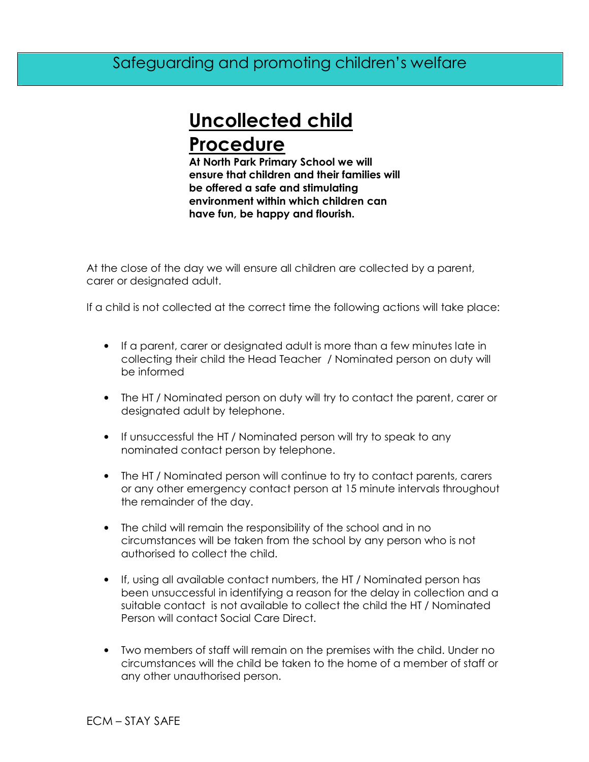Safeguarding and promoting children's welfare

# Uncollected child Procedure

**At North Park Primary School we will ensure that children and their families will be offered a safe and stimulating environment within which children can have fun, be happy and flourish.**

At the close of the day we will ensure all children are collected by a parent, carer or designated adult.

If a child is not collected at the correct time the following actions will take place:

- If a parent, carer or designated adult is more than a few minutes late in collecting their child the Head Teacher / Nominated person on duty will be informed
- The HT / Nominated person on duty will try to contact the parent, carer or designated adult by telephone.
- If unsuccessful the HT / Nominated person will try to speak to any nominated contact person by telephone.
- The HT / Nominated person will continue to try to contact parents, carers or any other emergency contact person at 15 minute intervals throughout the remainder of the day.
- The child will remain the responsibility of the school and in no circumstances will be taken from the school by any person who is not authorised to collect the child.
- If, using all available contact numbers, the HT / Nominated person has been unsuccessful in identifying a reason for the delay in collection and a suitable contact is not available to collect the child the HT / Nominated Person will contact Social Care Direct.
- Two members of staff will remain on the premises with the child. Under no circumstances will the child be taken to the home of a member of staff or any other unauthorised person.

ECM – STAY SAFE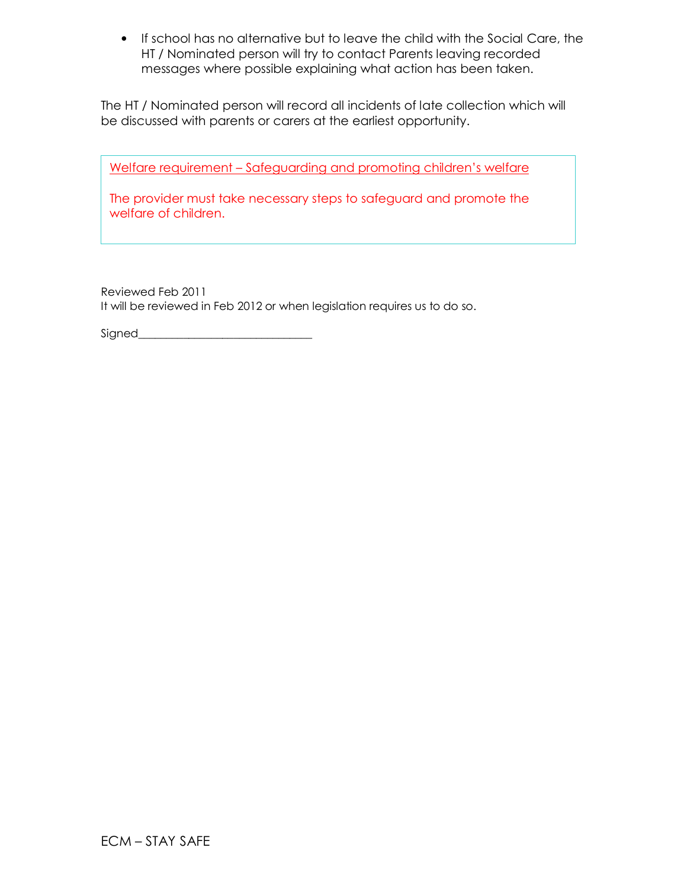- If school has no alternative but to leave the child with the Social Care, the HT / Nominated person will try to contact Parents leaving recorded messages where possible explaining what action has been taken.

The HT / Nominated person will record all incidents of late collection which will be discussed with parents or carers at the earliest opportunity.

> Welfare requirement – Safeguarding and promoting children's welfare
>
> The provider must take necessary steps to safeguard and promote the welfare of children.

Reviewed Feb 2011
It will be reviewed in Feb 2012 or when legislation requires us to do so.

Signed______________________________

ECM – STAY SAFE